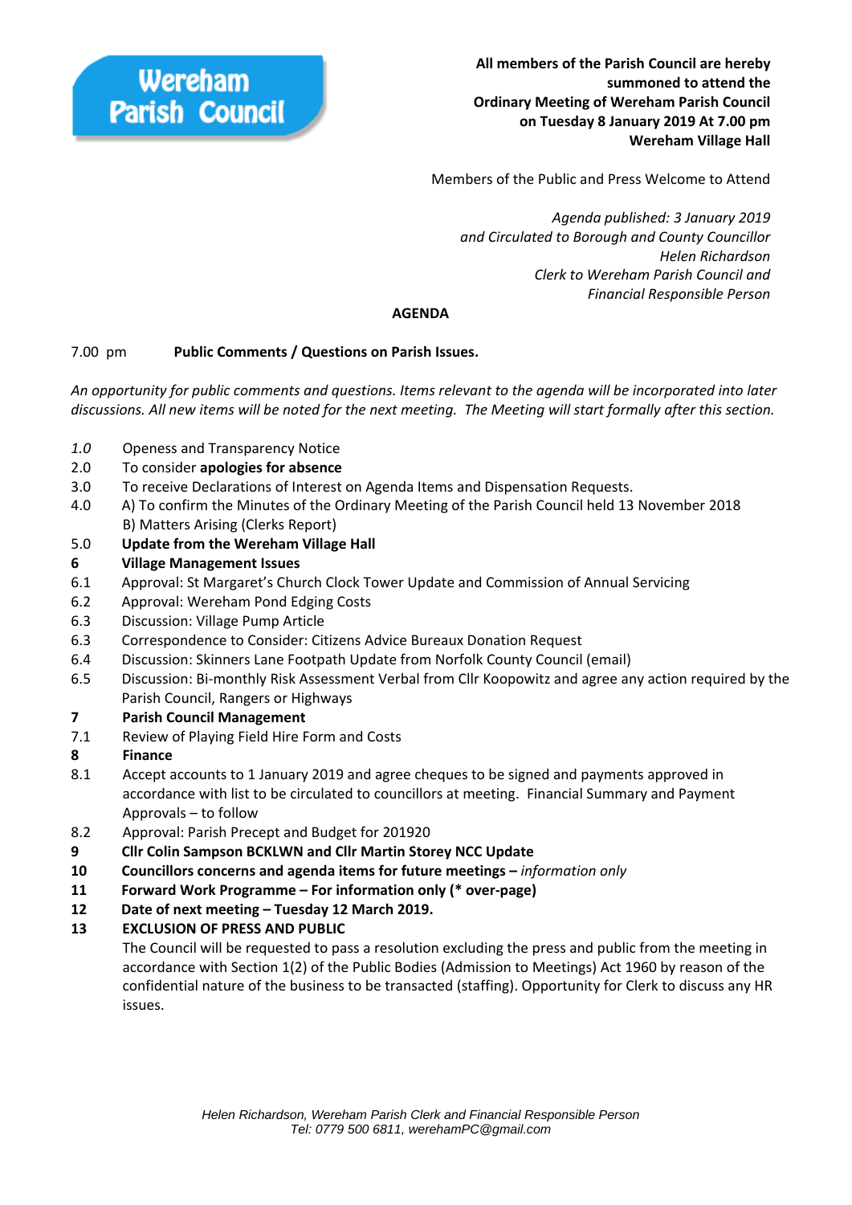**Wereham Parish Council**

**All members of the Parish Council are hereby summoned to attend the Ordinary Meeting of Wereham Parish Council on Tuesday 8 January 2019 At 7.00 pm Wereham Village Hall**

Members of the Public and Press Welcome to Attend

*Agenda published: 3 January 2019*
*and Circulated to Borough and County Councillor*
*Helen Richardson*
*Clerk to Wereham Parish Council and*
*Financial Responsible Person*

## AGENDA

7.00 pm **Public Comments / Questions on Parish Issues.**

*An opportunity for public comments and questions. Items relevant to the agenda will be incorporated into later discussions. All new items will be noted for the next meeting. The Meeting will start formally after this section.*

*1.0* Openess and Transparency Notice

2.0 To consider **apologies for absence**

3.0 To receive Declarations of Interest on Agenda Items and Dispensation Requests.

4.0 A) To confirm the Minutes of the Ordinary Meeting of the Parish Council held 13 November 2018
B) Matters Arising (Clerks Report)

5.0 **Update from the Wereham Village Hall**

**6 Village Management Issues**

6.1 Approval: St Margaret's Church Clock Tower Update and Commission of Annual Servicing

6.2 Approval: Wereham Pond Edging Costs

6.3 Discussion: Village Pump Article

6.3 Correspondence to Consider: Citizens Advice Bureaux Donation Request

6.4 Discussion: Skinners Lane Footpath Update from Norfolk County Council (email)

6.5 Discussion: Bi-monthly Risk Assessment Verbal from Cllr Koopowitz and agree any action required by the Parish Council, Rangers or Highways

**7 Parish Council Management**

7.1 Review of Playing Field Hire Form and Costs

**8 Finance**

8.1 Accept accounts to 1 January 2019 and agree cheques to be signed and payments approved in accordance with list to be circulated to councillors at meeting. Financial Summary and Payment Approvals – to follow

8.2 Approval: Parish Precept and Budget for 201920

**9 Cllr Colin Sampson BCKLWN and Cllr Martin Storey NCC Update**

**10 Councillors concerns and agenda items for future meetings –** *information only*

**11 Forward Work Programme – For information only (* over-page)**

**12 Date of next meeting – Tuesday 12 March 2019.**

**13 EXCLUSION OF PRESS AND PUBLIC**

The Council will be requested to pass a resolution excluding the press and public from the meeting in accordance with Section 1(2) of the Public Bodies (Admission to Meetings) Act 1960 by reason of the confidential nature of the business to be transacted (staffing). Opportunity for Clerk to discuss any HR issues.

*Helen Richardson, Wereham Parish Clerk and Financial Responsible Person*
*Tel: 0779 500 6811, werehamPC@gmail.com*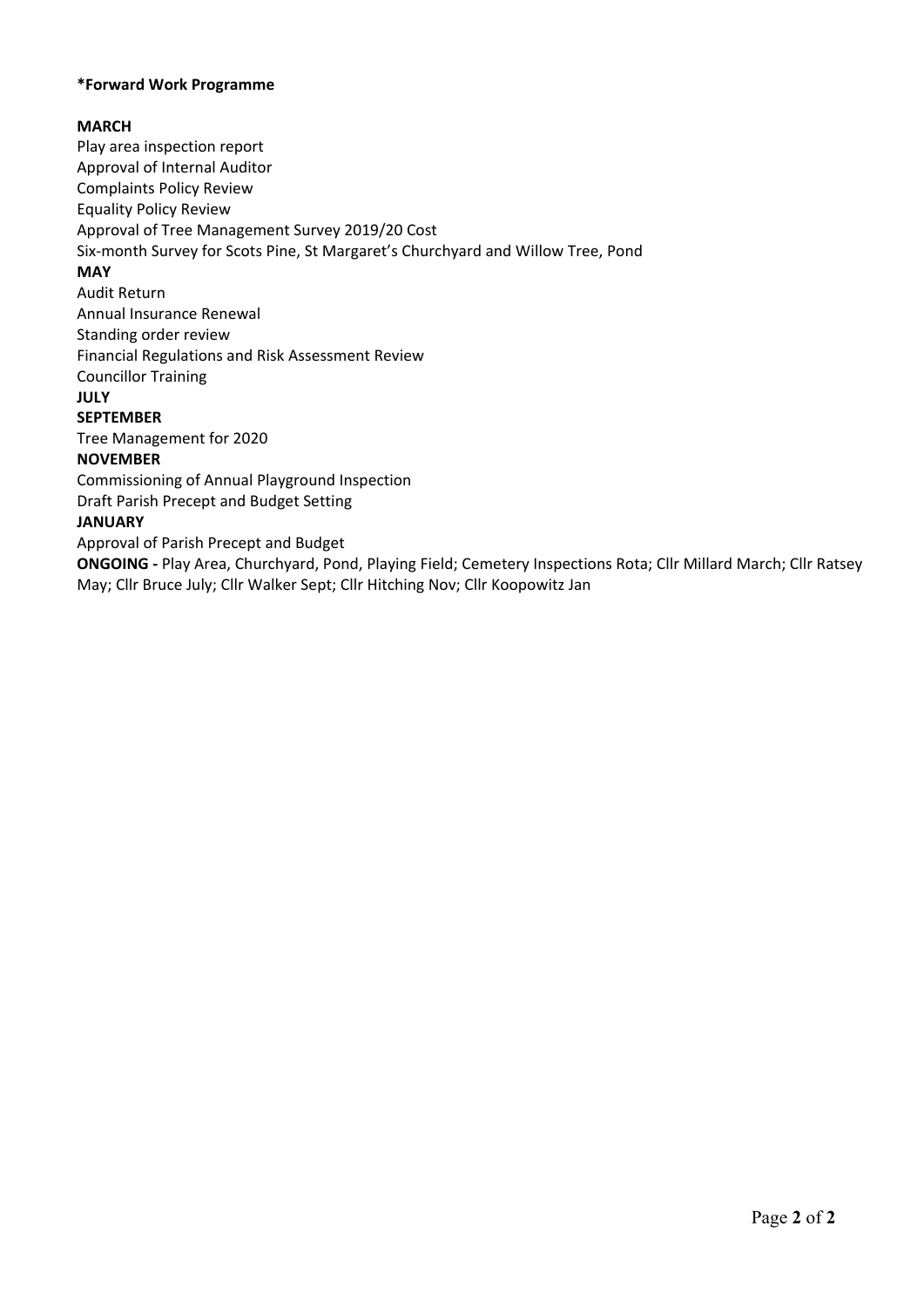**\*Forward Work Programme**

**MARCH**

Play area inspection report
Approval of Internal Auditor
Complaints Policy Review
Equality Policy Review
Approval of Tree Management Survey 2019/20 Cost
Six-month Survey for Scots Pine, St Margaret's Churchyard and Willow Tree, Pond

**MAY**

Audit Return
Annual Insurance Renewal
Standing order review
Financial Regulations and Risk Assessment Review
Councillor Training

**JULY**

**SEPTEMBER**

Tree Management for 2020

**NOVEMBER**

Commissioning of Annual Playground Inspection
Draft Parish Precept and Budget Setting

**JANUARY**

Approval of Parish Precept and Budget

**ONGOING -** Play Area, Churchyard, Pond, Playing Field; Cemetery Inspections Rota; Cllr Millard March; Cllr Ratsey May; Cllr Bruce July; Cllr Walker Sept; Cllr Hitching Nov; Cllr Koopowitz Jan